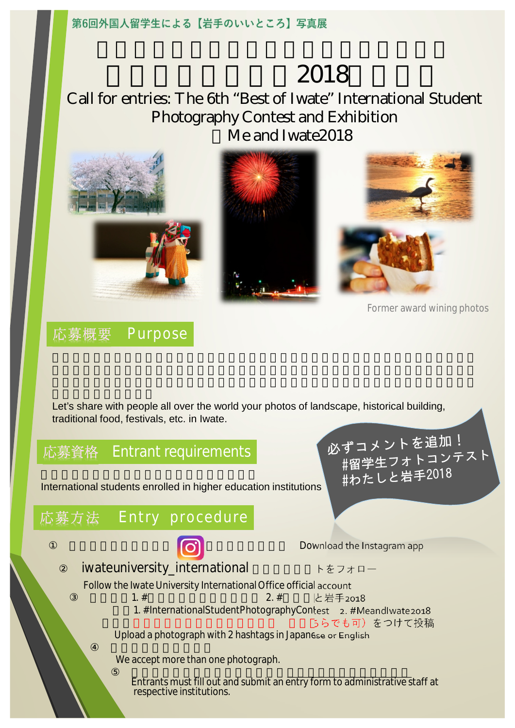第6回外国人留学生による【岩手のいいところ】写真展

# 2018

# Call for entries: The 6th "Best of Iwate" International Student Photography Contest and Exhibition

# Me and Iwate2018

Former award wining photos

## 応募概要　Purpose

Let's share with people all over the world your photos of landscape, historical building, traditional food, festivals, etc. in Iwate.

## 応募資格　Entrant requirements

International students enrolled in higher education institutions

必ずコメントを追加！
#留学生フォトコンテスト
#わたしと岩手2018

## 応募方法　Entry procedure

① Download the Instagram app

② iwateuniversity_international トをフォロー

Follow the Iwate University International Office official account

③ 1. # 2. # と岩手2018

1. #InternationalStudentPhotographyContest 2. #MeandIwate2018

らでも可）をつけて投稿

Upload a photograph with 2 hashtags in Japanese or English

④ We accept more than one photograph.

⑤ Entrants must fill out and submit an entry form to administrative staff at respective institutions.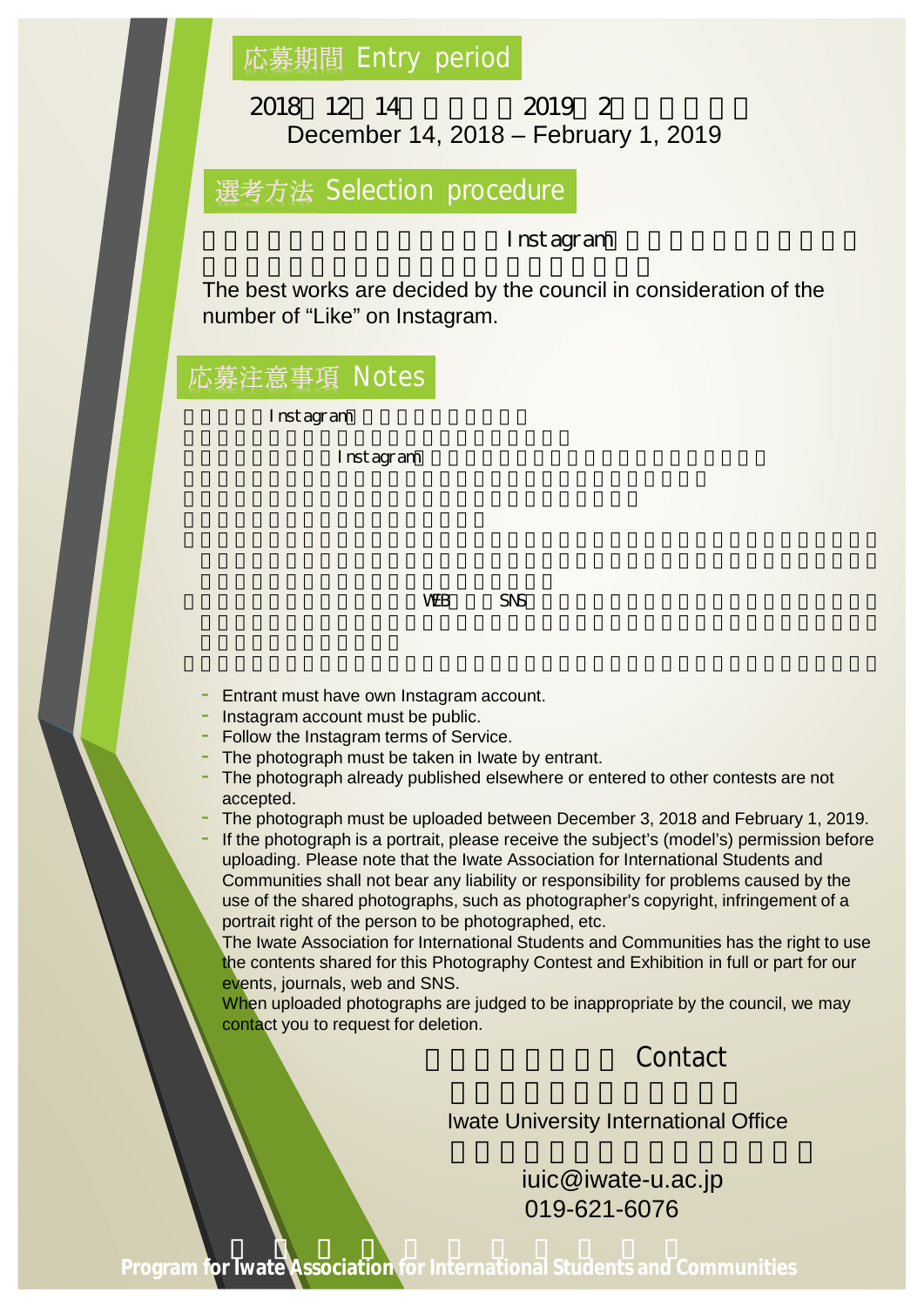## 応募期間 Entry period

December 14, 2018 – February 1, 2019

## 選考方法 Selection procedure

The best works are decided by the council in consideration of the number of "Like" on Instagram.

## 応募注意事項 Notes

- Entrant must have own Instagram account.
- Instagram account must be public.
- Follow the Instagram terms of Service.
- The photograph must be taken in Iwate by entrant.
- The photograph already published elsewhere or entered to other contests are not accepted.
- The photograph must be uploaded between December 3, 2018 and February 1, 2019.
- If the photograph is a portrait, please receive the subject's (model's) permission before uploading. Please note that the Iwate Association for International Students and Communities shall not bear any liability or responsibility for problems caused by the use of the shared photographs, such as photographer's copyright, infringement of a portrait right of the person to be photographed, etc.

The Iwate Association for International Students and Communities has the right to use the contents shared for this Photography Contest and Exhibition in full or part for our events, journals, web and SNS.

When uploaded photographs are judged to be inappropriate by the council, we may contact you to request for deletion.

## Contact

Iwate University International Office

iuic@iwate-u.ac.jp
019-621-6076

**Program for Iwate Association for International Students and Communities**